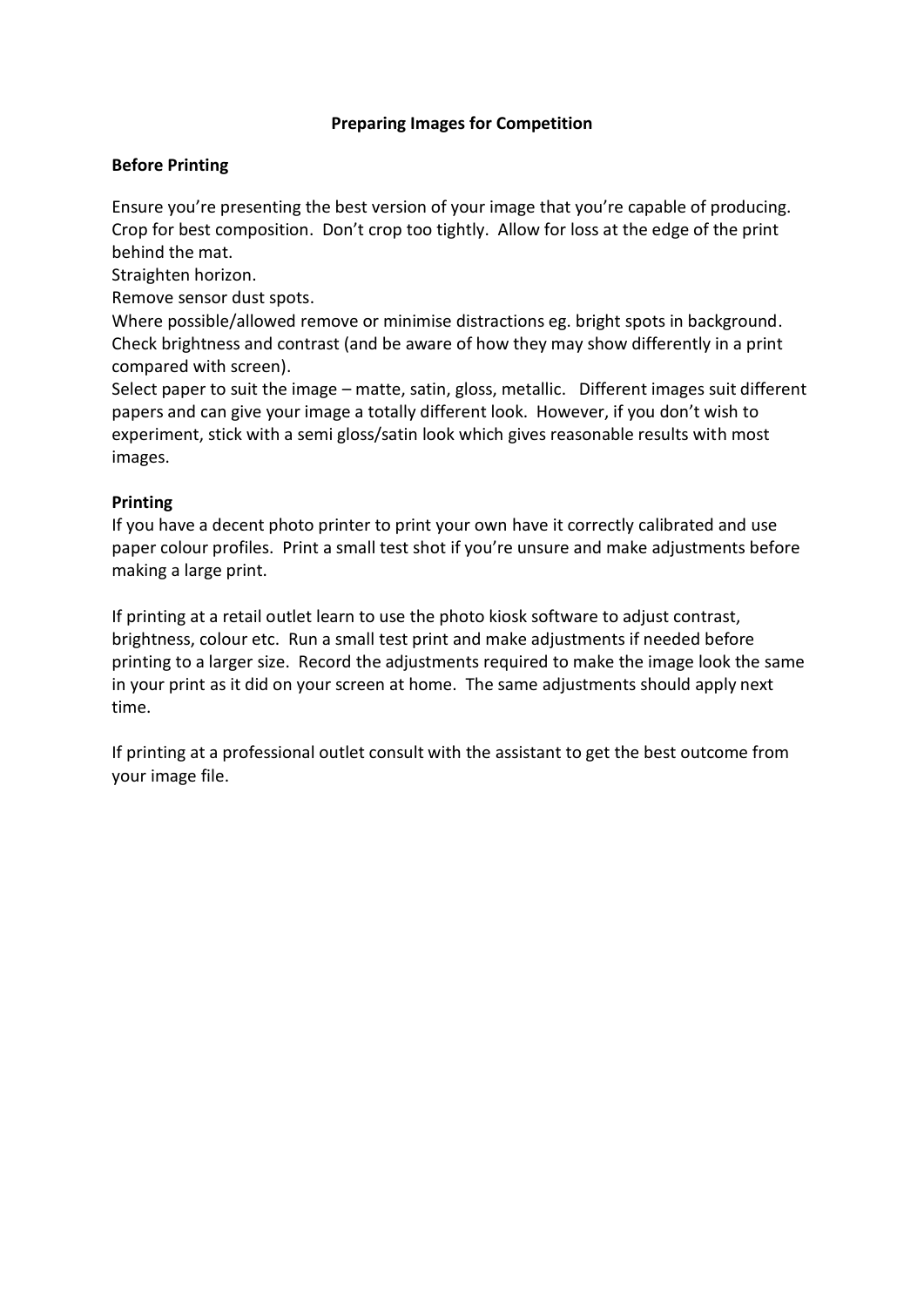# Preparing Images for Competition

## Before Printing

Ensure you're presenting the best version of your image that you're capable of producing.
Crop for best composition. Don't crop too tightly. Allow for loss at the edge of the print behind the mat.
Straighten horizon.
Remove sensor dust spots.
Where possible/allowed remove or minimise distractions eg. bright spots in background.
Check brightness and contrast (and be aware of how they may show differently in a print compared with screen).
Select paper to suit the image – matte, satin, gloss, metallic. Different images suit different papers and can give your image a totally different look. However, if you don't wish to experiment, stick with a semi gloss/satin look which gives reasonable results with most images.

## Printing

If you have a decent photo printer to print your own have it correctly calibrated and use paper colour profiles. Print a small test shot if you're unsure and make adjustments before making a large print.

If printing at a retail outlet learn to use the photo kiosk software to adjust contrast, brightness, colour etc. Run a small test print and make adjustments if needed before printing to a larger size. Record the adjustments required to make the image look the same in your print as it did on your screen at home. The same adjustments should apply next time.

If printing at a professional outlet consult with the assistant to get the best outcome from your image file.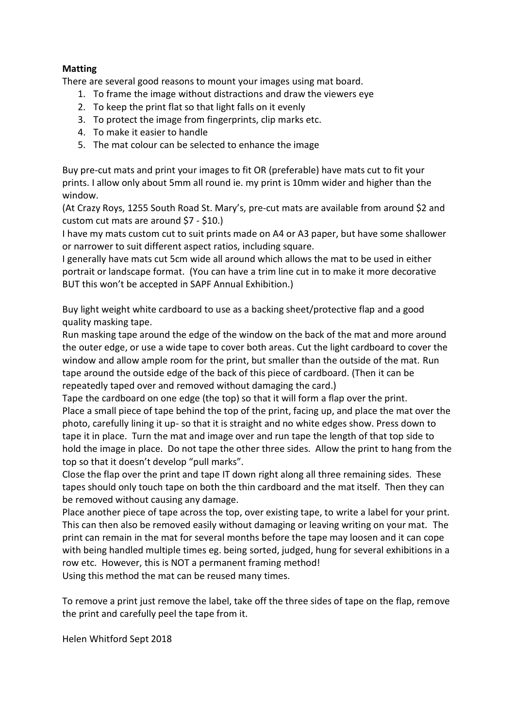**Matting**

There are several good reasons to mount your images using mat board.

1. To frame the image without distractions and draw the viewers eye
2. To keep the print flat so that light falls on it evenly
3. To protect the image from fingerprints, clip marks etc.
4. To make it easier to handle
5. The mat colour can be selected to enhance the image

Buy pre-cut mats and print your images to fit OR (preferable) have mats cut to fit your prints. I allow only about 5mm all round ie. my print is 10mm wider and higher than the window.
(At Crazy Roys, 1255 South Road St. Mary's, pre-cut mats are available from around $2 and custom cut mats are around $7 - $10.)
I have my mats custom cut to suit prints made on A4 or A3 paper, but have some shallower or narrower to suit different aspect ratios, including square.
I generally have mats cut 5cm wide all around which allows the mat to be used in either portrait or landscape format. (You can have a trim line cut in to make it more decorative BUT this won't be accepted in SAPF Annual Exhibition.)

Buy light weight white cardboard to use as a backing sheet/protective flap and a good quality masking tape.
Run masking tape around the edge of the window on the back of the mat and more around the outer edge, or use a wide tape to cover both areas. Cut the light cardboard to cover the window and allow ample room for the print, but smaller than the outside of the mat. Run tape around the outside edge of the back of this piece of cardboard. (Then it can be repeatedly taped over and removed without damaging the card.)
Tape the cardboard on one edge (the top) so that it will form a flap over the print.
Place a small piece of tape behind the top of the print, facing up, and place the mat over the photo, carefully lining it up- so that it is straight and no white edges show. Press down to tape it in place. Turn the mat and image over and run tape the length of that top side to hold the image in place. Do not tape the other three sides. Allow the print to hang from the top so that it doesn't develop "pull marks".
Close the flap over the print and tape IT down right along all three remaining sides. These tapes should only touch tape on both the thin cardboard and the mat itself. Then they can be removed without causing any damage.
Place another piece of tape across the top, over existing tape, to write a label for your print. This can then also be removed easily without damaging or leaving writing on your mat. The print can remain in the mat for several months before the tape may loosen and it can cope with being handled multiple times eg. being sorted, judged, hung for several exhibitions in a row etc. However, this is NOT a permanent framing method!
Using this method the mat can be reused many times.

To remove a print just remove the label, take off the three sides of tape on the flap, remove the print and carefully peel the tape from it.

Helen Whitford Sept 2018